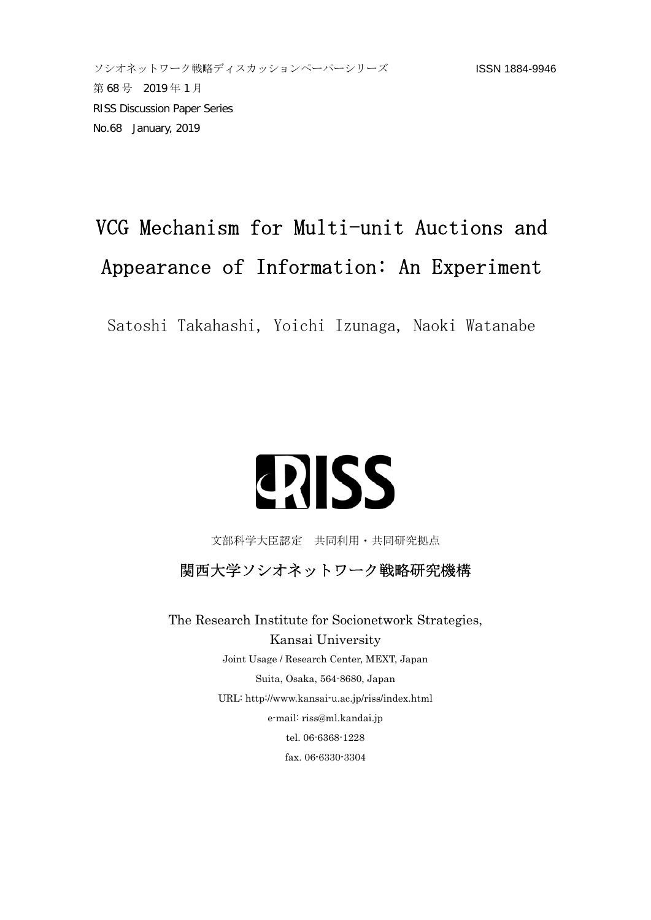ソシオネットワーク戦略ディスカッションペーパーシリーズ　ISSN 1884-9946

第 68 号　2019 年 1 月

RISS Discussion Paper Series

No.68　January, 2019

# VCG Mechanism for Multi-unit Auctions and Appearance of Information: An Experiment

Satoshi Takahashi, Yoichi Izunaga, Naoki Watanabe

RISS

文部科学大臣認定　共同利用・共同研究拠点

関西大学ソシオネットワーク戦略研究機構

The Research Institute for Socionetwork Strategies,
Kansai University

Joint Usage / Research Center, MEXT, Japan

Suita, Osaka, 564-8680, Japan

URL: http://www.kansai-u.ac.jp/riss/index.html

e-mail: riss@ml.kandai.jp

tel. 06-6368-1228

fax. 06-6330-3304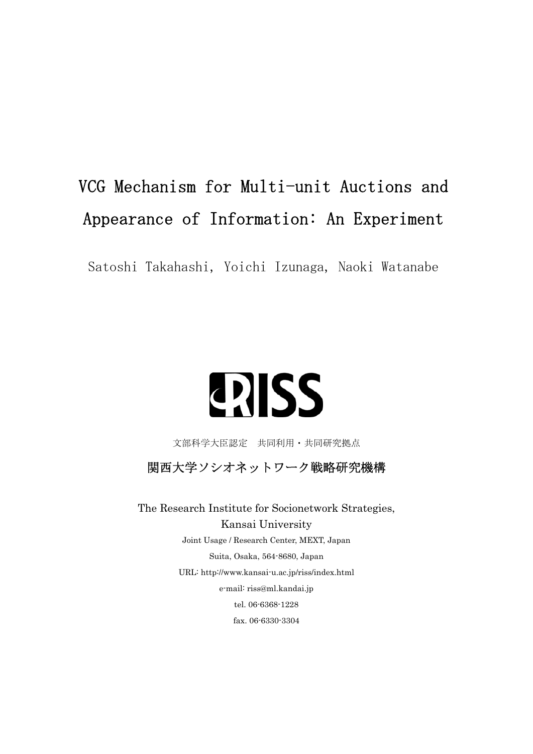# VCG Mechanism for Multi-unit Auctions and Appearance of Information: An Experiment

Satoshi Takahashi, Yoichi Izunaga, Naoki Watanabe

文部科学大臣認定　共同利用・共同研究拠点

関西大学ソシオネットワーク戦略研究機構

The Research Institute for Socionetwork Strategies,
Kansai University

Joint Usage / Research Center, MEXT, Japan

Suita, Osaka, 564-8680, Japan

URL: http://www.kansai-u.ac.jp/riss/index.html

e-mail: riss@ml.kandai.jp

tel. 06-6368-1228

fax. 06-6330-3304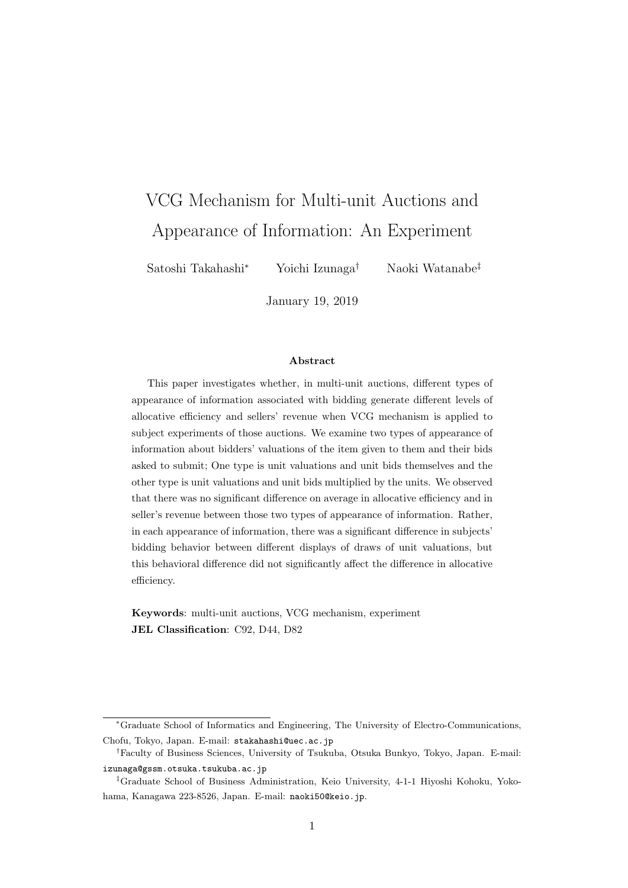# VCG Mechanism for Multi-unit Auctions and Appearance of Information: An Experiment

Satoshi Takahashi[*] Yoichi Izunaga[†] Naoki Watanabe[‡]

January 19, 2019

**Abstract**

This paper investigates whether, in multi-unit auctions, different types of appearance of information associated with bidding generate different levels of allocative efficiency and sellers' revenue when VCG mechanism is applied to subject experiments of those auctions. We examine two types of appearance of information about bidders' valuations of the item given to them and their bids asked to submit; One type is unit valuations and unit bids themselves and the other type is unit valuations and unit bids multiplied by the units. We observed that there was no significant difference on average in allocative efficiency and in seller's revenue between those two types of appearance of information. Rather, in each appearance of information, there was a significant difference in subjects' bidding behavior between different displays of draws of unit valuations, but this behavioral difference did not significantly affect the difference in allocative efficiency.

**Keywords**: multi-unit auctions, VCG mechanism, experiment
**JEL Classification**: C92, D44, D82

---

[*] Graduate School of Informatics and Engineering, The University of Electro-Communications, Chofu, Tokyo, Japan. E-mail: `stakahashi@uec.ac.jp`

[†] Faculty of Business Sciences, University of Tsukuba, Otsuka Bunkyo, Tokyo, Japan. E-mail: `izunaga@gssm.otsuka.tsukuba.ac.jp`

[‡] Graduate School of Business Administration, Keio University, 4-1-1 Hiyoshi Kohoku, Yokohama, Kanagawa 223-8526, Japan. E-mail: `naoki50@keio.jp`.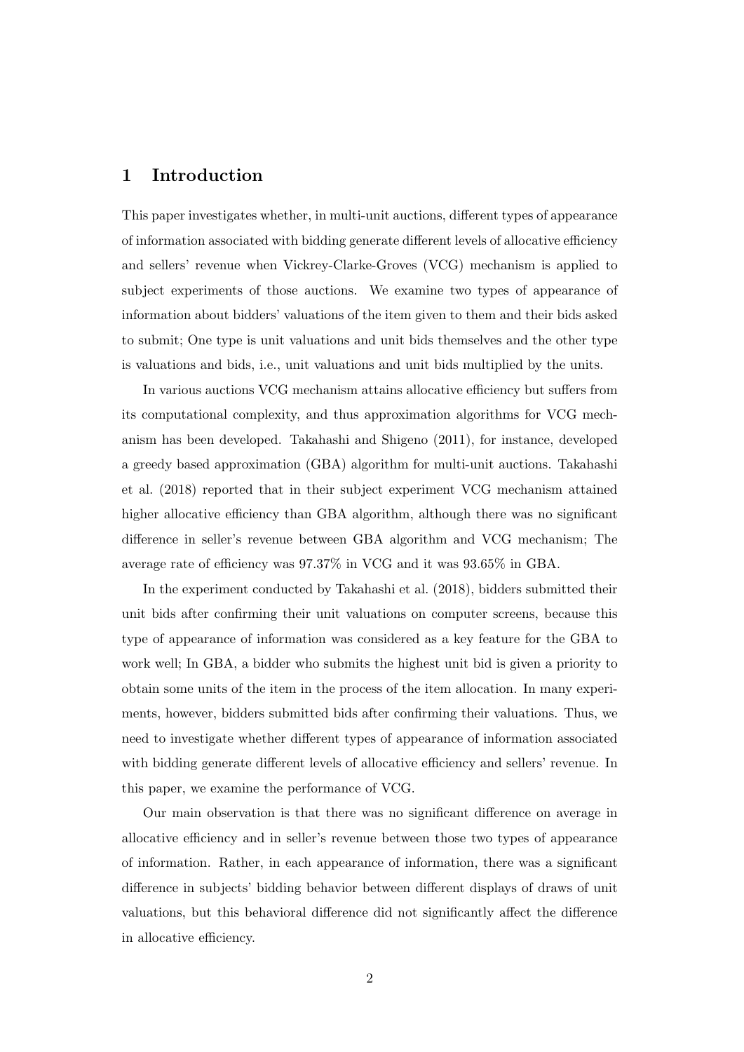# 1 Introduction

This paper investigates whether, in multi-unit auctions, different types of appearance of information associated with bidding generate different levels of allocative efficiency and sellers' revenue when Vickrey-Clarke-Groves (VCG) mechanism is applied to subject experiments of those auctions. We examine two types of appearance of information about bidders' valuations of the item given to them and their bids asked to submit; One type is unit valuations and unit bids themselves and the other type is valuations and bids, i.e., unit valuations and unit bids multiplied by the units.

In various auctions VCG mechanism attains allocative efficiency but suffers from its computational complexity, and thus approximation algorithms for VCG mechanism has been developed. Takahashi and Shigeno (2011), for instance, developed a greedy based approximation (GBA) algorithm for multi-unit auctions. Takahashi et al. (2018) reported that in their subject experiment VCG mechanism attained higher allocative efficiency than GBA algorithm, although there was no significant difference in seller's revenue between GBA algorithm and VCG mechanism; The average rate of efficiency was 97.37% in VCG and it was 93.65% in GBA.

In the experiment conducted by Takahashi et al. (2018), bidders submitted their unit bids after confirming their unit valuations on computer screens, because this type of appearance of information was considered as a key feature for the GBA to work well; In GBA, a bidder who submits the highest unit bid is given a priority to obtain some units of the item in the process of the item allocation. In many experiments, however, bidders submitted bids after confirming their valuations. Thus, we need to investigate whether different types of appearance of information associated with bidding generate different levels of allocative efficiency and sellers' revenue. In this paper, we examine the performance of VCG.

Our main observation is that there was no significant difference on average in allocative efficiency and in seller's revenue between those two types of appearance of information. Rather, in each appearance of information, there was a significant difference in subjects' bidding behavior between different displays of draws of unit valuations, but this behavioral difference did not significantly affect the difference in allocative efficiency.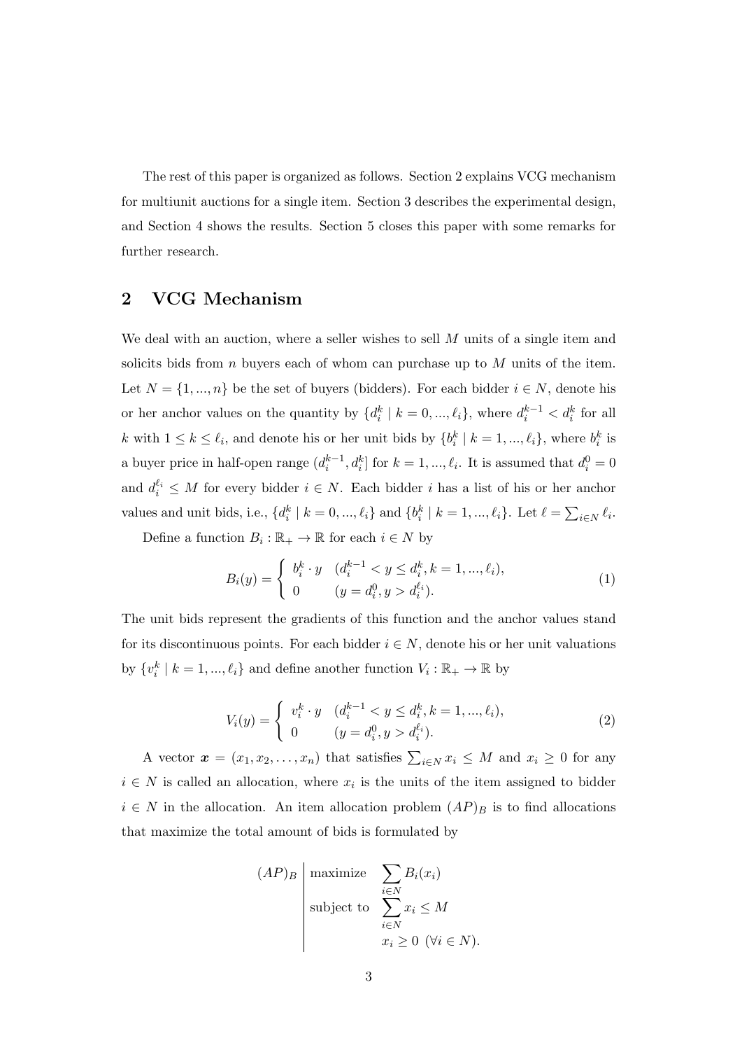The rest of this paper is organized as follows. Section 2 explains VCG mechanism for multiunit auctions for a single item. Section 3 describes the experimental design, and Section 4 shows the results. Section 5 closes this paper with some remarks for further research.

## 2 VCG Mechanism

We deal with an auction, where a seller wishes to sell $M$ units of a single item and solicits bids from $n$ buyers each of whom can purchase up to $M$ units of the item. Let $N = \{1, ..., n\}$ be the set of buyers (bidders). For each bidder $i \in N$, denote his or her anchor values on the quantity by $\{d_i^k \mid k = 0, ..., \ell_i\}$, where $d_i^{k-1} < d_i^k$ for all $k$ with $1 \leq k \leq \ell_i$, and denote his or her unit bids by $\{b_i^k \mid k = 1, ..., \ell_i\}$, where $b_i^k$ is a buyer price in half-open range $(d_i^{k-1}, d_i^k]$ for $k = 1, ..., \ell_i$. It is assumed that $d_i^0 = 0$ and $d_i^{\ell_i} \leq M$ for every bidder $i \in N$. Each bidder $i$ has a list of his or her anchor values and unit bids, i.e., $\{d_i^k \mid k = 0, ..., \ell_i\}$ and $\{b_i^k \mid k = 1, ..., \ell_i\}$. Let $\ell = \sum_{i \in N} \ell_i$.

Define a function $B_i : \mathbb{R}_+ \to \mathbb{R}$ for each $i \in N$ by

$$B_i(y) = \begin{cases} b_i^k \cdot y & (d_i^{k-1} < y \leq d_i^k, k = 1, ..., \ell_i), \\ 0 & (y = d_i^0, y > d_i^{\ell_i}). \end{cases} \tag{1}$$

The unit bids represent the gradients of this function and the anchor values stand for its discontinuous points. For each bidder $i \in N$, denote his or her unit valuations by $\{v_i^k \mid k = 1, ..., \ell_i\}$ and define another function $V_i : \mathbb{R}_+ \to \mathbb{R}$ by

$$V_i(y) = \begin{cases} v_i^k \cdot y & (d_i^{k-1} < y \leq d_i^k, k = 1, ..., \ell_i), \\ 0 & (y = d_i^0, y > d_i^{\ell_i}). \end{cases} \tag{2}$$

A vector $\boldsymbol{x} = (x_1, x_2, \ldots, x_n)$ that satisfies $\sum_{i \in N} x_i \leq M$ and $x_i \geq 0$ for any $i \in N$ is called an allocation, where $x_i$ is the units of the item assigned to bidder $i \in N$ in the allocation. An item allocation problem $(AP)_B$ is to find allocations that maximize the total amount of bids is formulated by

$$(AP)_B \left| \begin{array}{ll} \text{maximize} & \displaystyle\sum_{i \in N} B_i(x_i) \\ \text{subject to} & \displaystyle\sum_{i \in N} x_i \leq M \\ & x_i \geq 0 \ \ (\forall i \in N). \end{array} \right.$$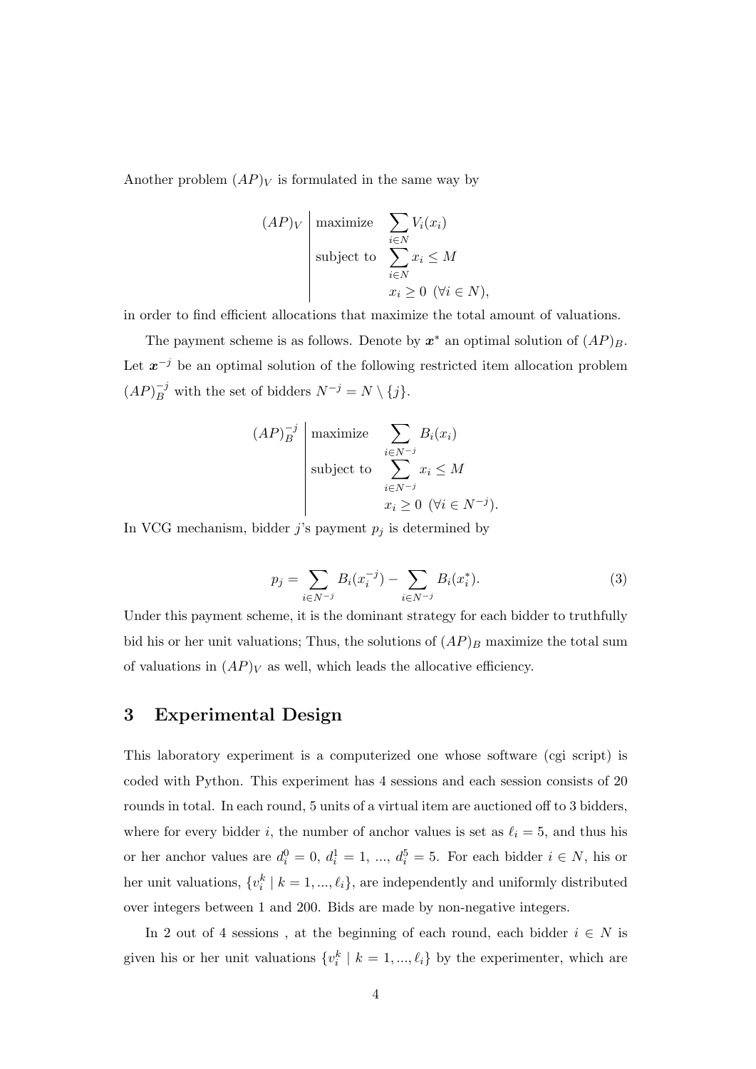Another problem $(AP)_V$ is formulated in the same way by

$$
(AP)_V \left| \begin{array}{ll} \text{maximize} & \displaystyle\sum_{i \in N} V_i(x_i) \\ \text{subject to} & \displaystyle\sum_{i \in N} x_i \leq M \\ & x_i \geq 0 \ \ (\forall i \in N), \end{array} \right.
$$

in order to find efficient allocations that maximize the total amount of valuations.

The payment scheme is as follows. Denote by $\boldsymbol{x}^*$ an optimal solution of $(AP)_B$. Let $\boldsymbol{x}^{-j}$ be an optimal solution of the following restricted item allocation problem $(AP)_B^{-j}$ with the set of bidders $N^{-j} = N \setminus \{j\}$.

$$
(AP)_B^{-j} \left| \begin{array}{ll} \text{maximize} & \displaystyle\sum_{i \in N^{-j}} B_i(x_i) \\ \text{subject to} & \displaystyle\sum_{i \in N^{-j}} x_i \leq M \\ & x_i \geq 0 \ \ (\forall i \in N^{-j}). \end{array} \right.
$$

In VCG mechanism, bidder $j$'s payment $p_j$ is determined by

$$
p_j = \sum_{i \in N^{-j}} B_i(x_i^{-j}) - \sum_{i \in N^{-j}} B_i(x_i^*). \tag{3}
$$

Under this payment scheme, it is the dominant strategy for each bidder to truthfully bid his or her unit valuations; Thus, the solutions of $(AP)_B$ maximize the total sum of valuations in $(AP)_V$ as well, which leads the allocative efficiency.

## 3 Experimental Design

This laboratory experiment is a computerized one whose software (cgi script) is coded with Python. This experiment has 4 sessions and each session consists of 20 rounds in total. In each round, 5 units of a virtual item are auctioned off to 3 bidders, where for every bidder $i$, the number of anchor values is set as $\ell_i = 5$, and thus his or her anchor values are $d_i^0 = 0$, $d_i^1 = 1$, ..., $d_i^5 = 5$. For each bidder $i \in N$, his or her unit valuations, $\{v_i^k \mid k = 1, ..., \ell_i\}$, are independently and uniformly distributed over integers between 1 and 200. Bids are made by non-negative integers.

In 2 out of 4 sessions , at the beginning of each round, each bidder $i \in N$ is given his or her unit valuations $\{v_i^k \mid k = 1, ..., \ell_i\}$ by the experimenter, which are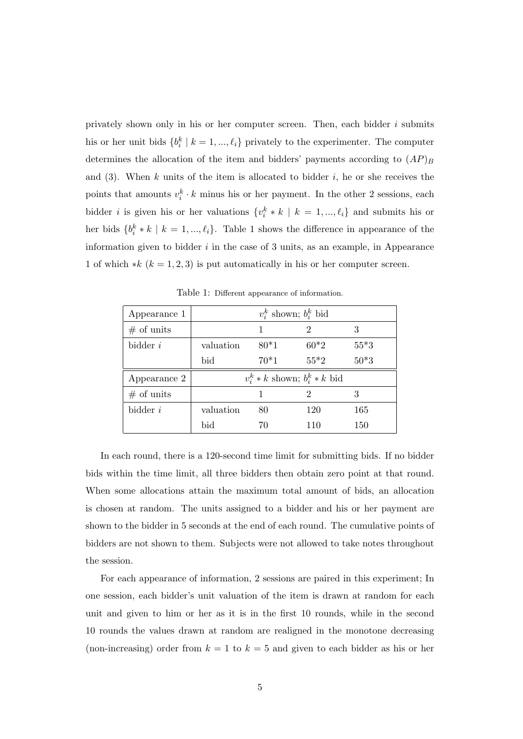privately shown only in his or her computer screen. Then, each bidder $i$ submits his or her unit bids $\{b_i^k \mid k = 1, ..., \ell_i\}$ privately to the experimenter. The computer determines the allocation of the item and bidders' payments according to $(AP)_B$ and (3). When $k$ units of the item is allocated to bidder $i$, he or she receives the points that amounts $v_i^k \cdot k$ minus his or her payment. In the other 2 sessions, each bidder $i$ is given his or her valuations $\{v_i^k * k \mid k = 1, ..., \ell_i\}$ and submits his or her bids $\{b_i^k * k \mid k = 1, ..., \ell_i\}$. Table 1 shows the difference in appearance of the information given to bidder $i$ in the case of 3 units, as an example, in Appearance 1 of which $*k$ $(k = 1, 2, 3)$ is put automatically in his or her computer screen.

Table 1: Different appearance of information.

| Appearance 1 | $v_i^k$ shown; $b_i^k$ bid | | | |
|---|---|---|---|---|
| # of units | | 1 | 2 | 3 |
| bidder $i$ | valuation | 80*1 | 60*2 | 55*3 |
| | bid | 70*1 | 55*2 | 50*3 |
| **Appearance 2** | $v_i^k * k$ shown; $b_i^k * k$ bid | | | |
| # of units | | 1 | 2 | 3 |
| bidder $i$ | valuation | 80 | 120 | 165 |
| | bid | 70 | 110 | 150 |

In each round, there is a 120-second time limit for submitting bids. If no bidder bids within the time limit, all three bidders then obtain zero point at that round. When some allocations attain the maximum total amount of bids, an allocation is chosen at random. The units assigned to a bidder and his or her payment are shown to the bidder in 5 seconds at the end of each round. The cumulative points of bidders are not shown to them. Subjects were not allowed to take notes throughout the session.

For each appearance of information, 2 sessions are paired in this experiment; In one session, each bidder's unit valuation of the item is drawn at random for each unit and given to him or her as it is in the first 10 rounds, while in the second 10 rounds the values drawn at random are realigned in the monotone decreasing (non-increasing) order from $k = 1$ to $k = 5$ and given to each bidder as his or her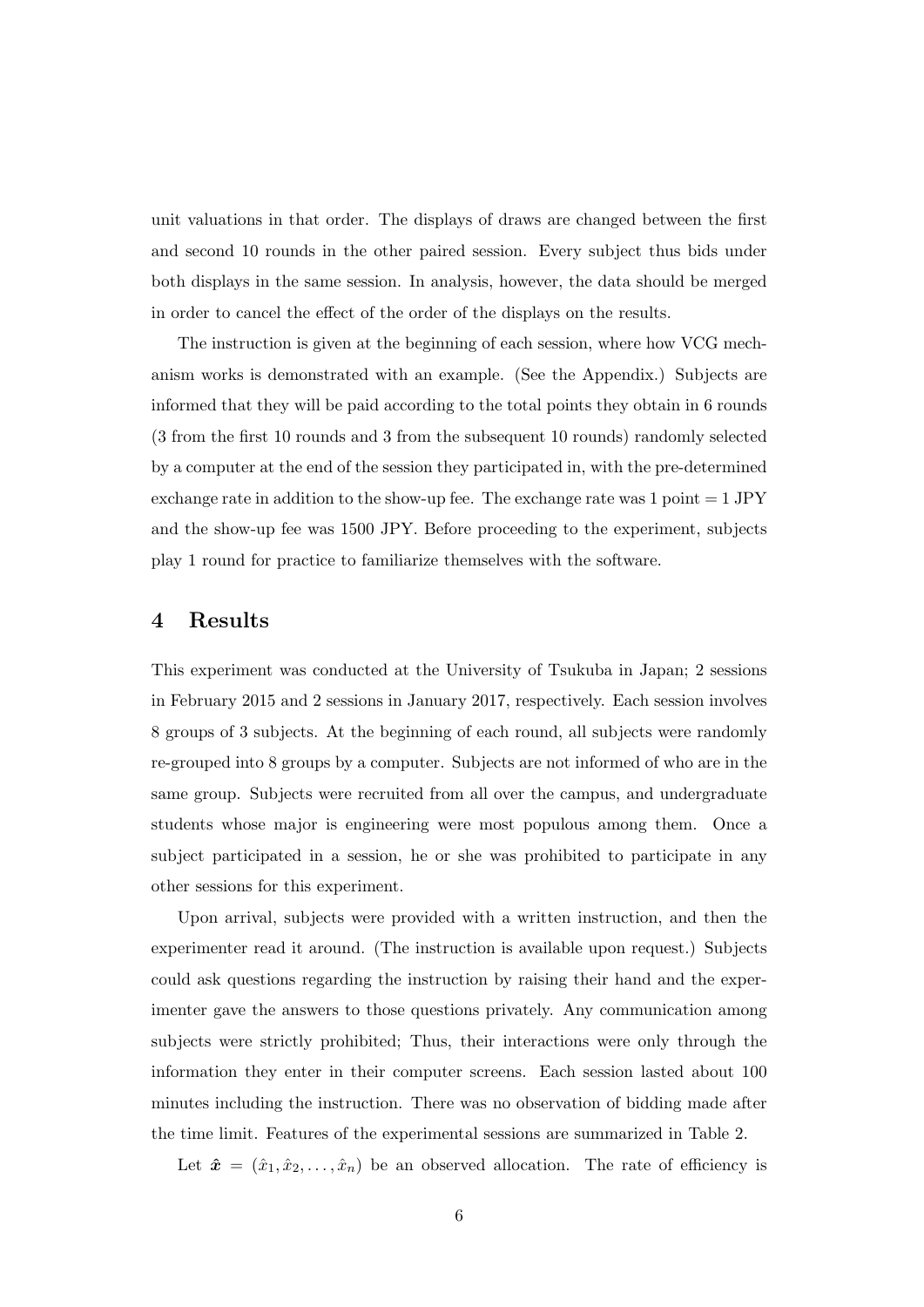unit valuations in that order. The displays of draws are changed between the first and second 10 rounds in the other paired session. Every subject thus bids under both displays in the same session. In analysis, however, the data should be merged in order to cancel the effect of the order of the displays on the results.

The instruction is given at the beginning of each session, where how VCG mechanism works is demonstrated with an example. (See the Appendix.) Subjects are informed that they will be paid according to the total points they obtain in 6 rounds (3 from the first 10 rounds and 3 from the subsequent 10 rounds) randomly selected by a computer at the end of the session they participated in, with the pre-determined exchange rate in addition to the show-up fee. The exchange rate was 1 point = 1 JPY and the show-up fee was 1500 JPY. Before proceeding to the experiment, subjects play 1 round for practice to familiarize themselves with the software.

## 4 Results

This experiment was conducted at the University of Tsukuba in Japan; 2 sessions in February 2015 and 2 sessions in January 2017, respectively. Each session involves 8 groups of 3 subjects. At the beginning of each round, all subjects were randomly re-grouped into 8 groups by a computer. Subjects are not informed of who are in the same group. Subjects were recruited from all over the campus, and undergraduate students whose major is engineering were most populous among them. Once a subject participated in a session, he or she was prohibited to participate in any other sessions for this experiment.

Upon arrival, subjects were provided with a written instruction, and then the experimenter read it around. (The instruction is available upon request.) Subjects could ask questions regarding the instruction by raising their hand and the experimenter gave the answers to those questions privately. Any communication among subjects were strictly prohibited; Thus, their interactions were only through the information they enter in their computer screens. Each session lasted about 100 minutes including the instruction. There was no observation of bidding made after the time limit. Features of the experimental sessions are summarized in Table 2.

Let $\hat{\boldsymbol{x}} = (\hat{x}_1, \hat{x}_2, \ldots, \hat{x}_n)$ be an observed allocation. The rate of efficiency is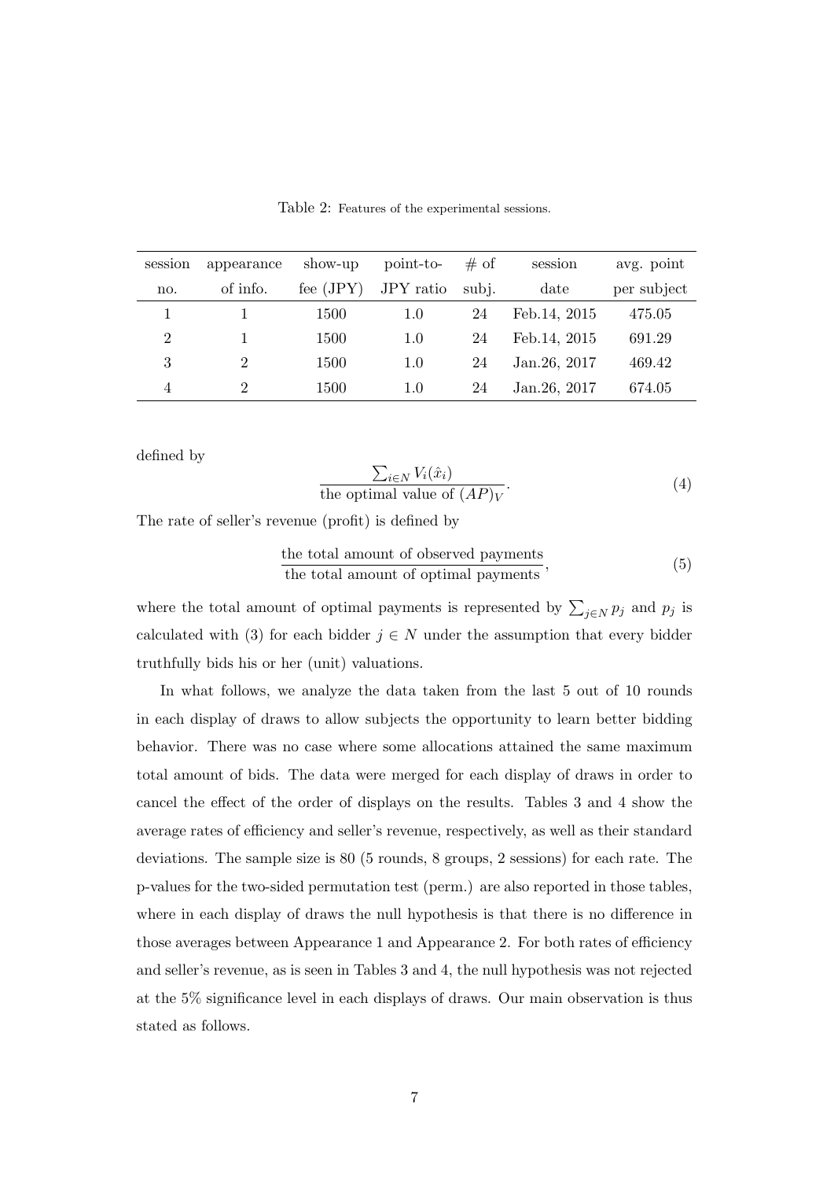Table 2: Features of the experimental sessions.

| session no. | appearance of info. | show-up fee (JPY) | point-to-JPY ratio | # of subj. | session date | avg. point per subject |
|---|---|---|---|---|---|---|
| 1 | 1 | 1500 | 1.0 | 24 | Feb.14, 2015 | 475.05 |
| 2 | 1 | 1500 | 1.0 | 24 | Feb.14, 2015 | 691.29 |
| 3 | 2 | 1500 | 1.0 | 24 | Jan.26, 2017 | 469.42 |
| 4 | 2 | 1500 | 1.0 | 24 | Jan.26, 2017 | 674.05 |

defined by

$$\frac{\sum_{i \in N} V_i(\hat{x}_i)}{\text{the optimal value of } (AP)_V}. \tag{4}$$

The rate of seller's revenue (profit) is defined by

$$\frac{\text{the total amount of observed payments}}{\text{the total amount of optimal payments}}, \tag{5}$$

where the total amount of optimal payments is represented by $\sum_{j \in N} p_j$ and $p_j$ is calculated with (3) for each bidder $j \in N$ under the assumption that every bidder truthfully bids his or her (unit) valuations.

In what follows, we analyze the data taken from the last 5 out of 10 rounds in each display of draws to allow subjects the opportunity to learn better bidding behavior. There was no case where some allocations attained the same maximum total amount of bids. The data were merged for each display of draws in order to cancel the effect of the order of displays on the results. Tables 3 and 4 show the average rates of efficiency and seller's revenue, respectively, as well as their standard deviations. The sample size is 80 (5 rounds, 8 groups, 2 sessions) for each rate. The p-values for the two-sided permutation test (perm.) are also reported in those tables, where in each display of draws the null hypothesis is that there is no difference in those averages between Appearance 1 and Appearance 2. For both rates of efficiency and seller's revenue, as is seen in Tables 3 and 4, the null hypothesis was not rejected at the 5% significance level in each displays of draws. Our main observation is thus stated as follows.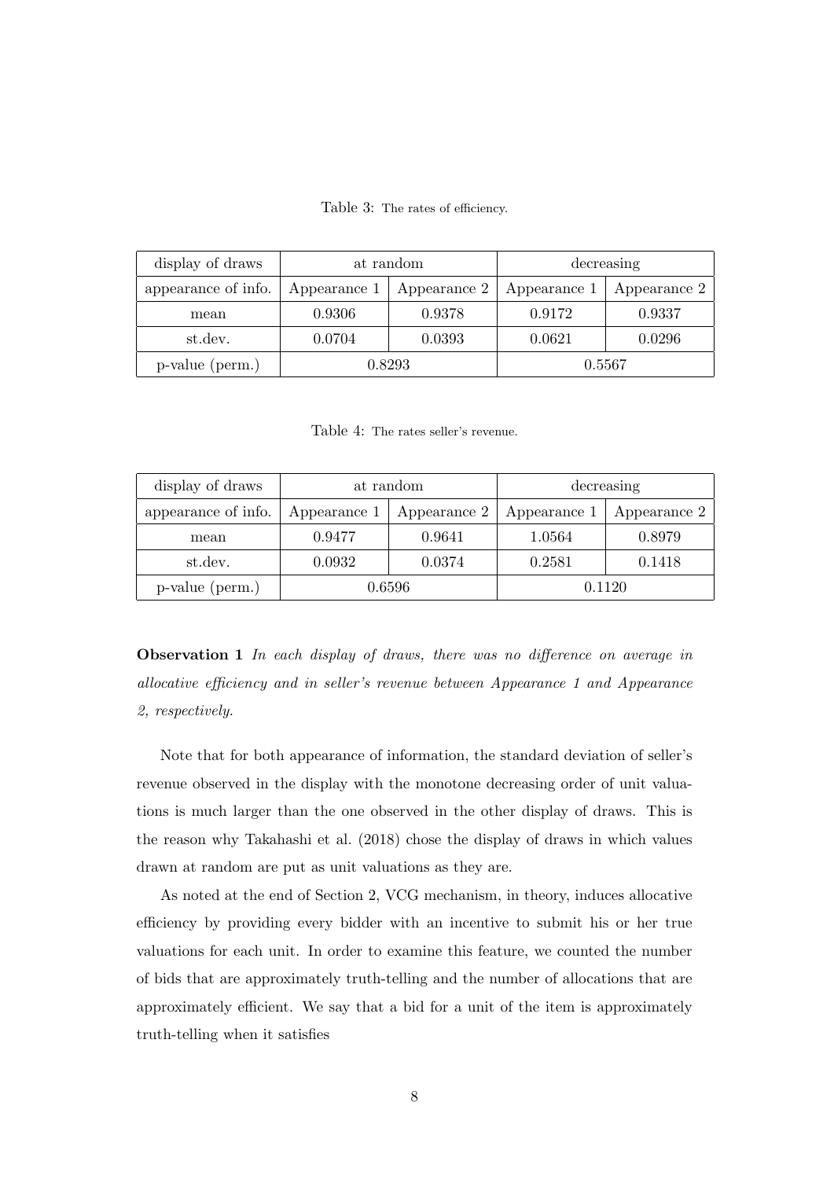Table 3: The rates of efficiency.

| display of draws | at random | | decreasing | |
|---|---|---|---|---|
| appearance of info. | Appearance 1 | Appearance 2 | Appearance 1 | Appearance 2 |
| mean | 0.9306 | 0.9378 | 0.9172 | 0.9337 |
| st.dev. | 0.0704 | 0.0393 | 0.0621 | 0.0296 |
| p-value (perm.) | 0.8293 | | 0.5567 | |

Table 4: The rates seller's revenue.

| display of draws | at random | | decreasing | |
|---|---|---|---|---|
| appearance of info. | Appearance 1 | Appearance 2 | Appearance 1 | Appearance 2 |
| mean | 0.9477 | 0.9641 | 1.0564 | 0.8979 |
| st.dev. | 0.0932 | 0.0374 | 0.2581 | 0.1418 |
| p-value (perm.) | 0.6596 | | 0.1120 | |

**Observation 1** *In each display of draws, there was no difference on average in allocative efficiency and in seller's revenue between Appearance 1 and Appearance 2, respectively.*

Note that for both appearance of information, the standard deviation of seller's revenue observed in the display with the monotone decreasing order of unit valuations is much larger than the one observed in the other display of draws. This is the reason why Takahashi et al. (2018) chose the display of draws in which values drawn at random are put as unit valuations as they are.

As noted at the end of Section 2, VCG mechanism, in theory, induces allocative efficiency by providing every bidder with an incentive to submit his or her true valuations for each unit. In order to examine this feature, we counted the number of bids that are approximately truth-telling and the number of allocations that are approximately efficient. We say that a bid for a unit of the item is approximately truth-telling when it satisfies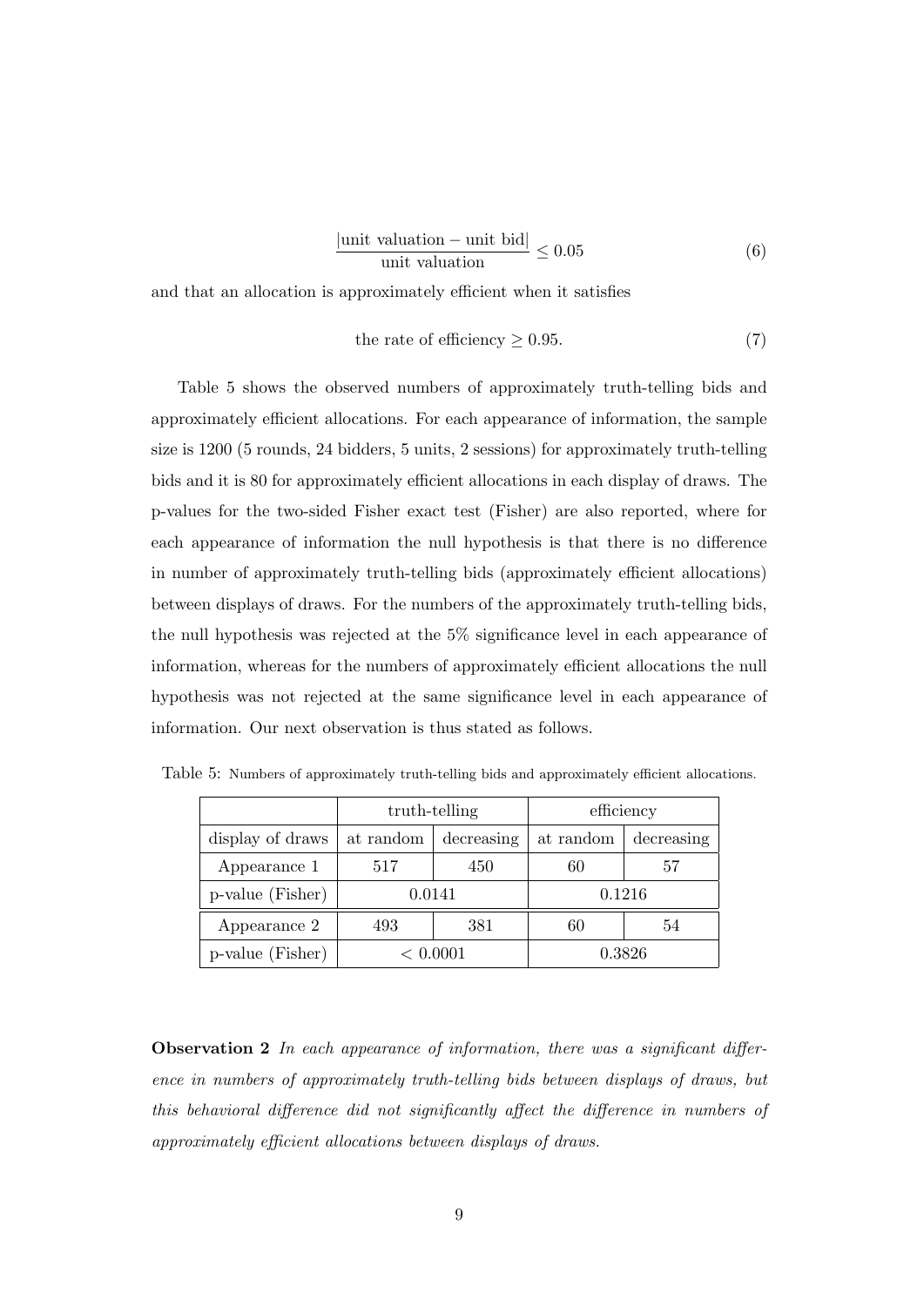$$\frac{|\text{unit valuation} - \text{unit bid}|}{\text{unit valuation}} \leq 0.05 \tag{6}$$

and that an allocation is approximately efficient when it satisfies

$$\text{the rate of efficiency} \geq 0.95. \tag{7}$$

Table 5 shows the observed numbers of approximately truth-telling bids and approximately efficient allocations. For each appearance of information, the sample size is 1200 (5 rounds, 24 bidders, 5 units, 2 sessions) for approximately truth-telling bids and it is 80 for approximately efficient allocations in each display of draws. The p-values for the two-sided Fisher exact test (Fisher) are also reported, where for each appearance of information the null hypothesis is that there is no difference in number of approximately truth-telling bids (approximately efficient allocations) between displays of draws. For the numbers of the approximately truth-telling bids, the null hypothesis was rejected at the 5% significance level in each appearance of information, whereas for the numbers of approximately efficient allocations the null hypothesis was not rejected at the same significance level in each appearance of information. Our next observation is thus stated as follows.

Table 5: Numbers of approximately truth-telling bids and approximately efficient allocations.

| | truth-telling | | efficiency | |
|---|---|---|---|---|
| display of draws | at random | decreasing | at random | decreasing |
| Appearance 1 | 517 | 450 | 60 | 57 |
| p-value (Fisher) | 0.0141 | | 0.1216 | |
| Appearance 2 | 493 | 381 | 60 | 54 |
| p-value (Fisher) | $< 0.0001$ | | 0.3826 | |

**Observation 2** *In each appearance of information, there was a significant difference in numbers of approximately truth-telling bids between displays of draws, but this behavioral difference did not significantly affect the difference in numbers of approximately efficient allocations between displays of draws.*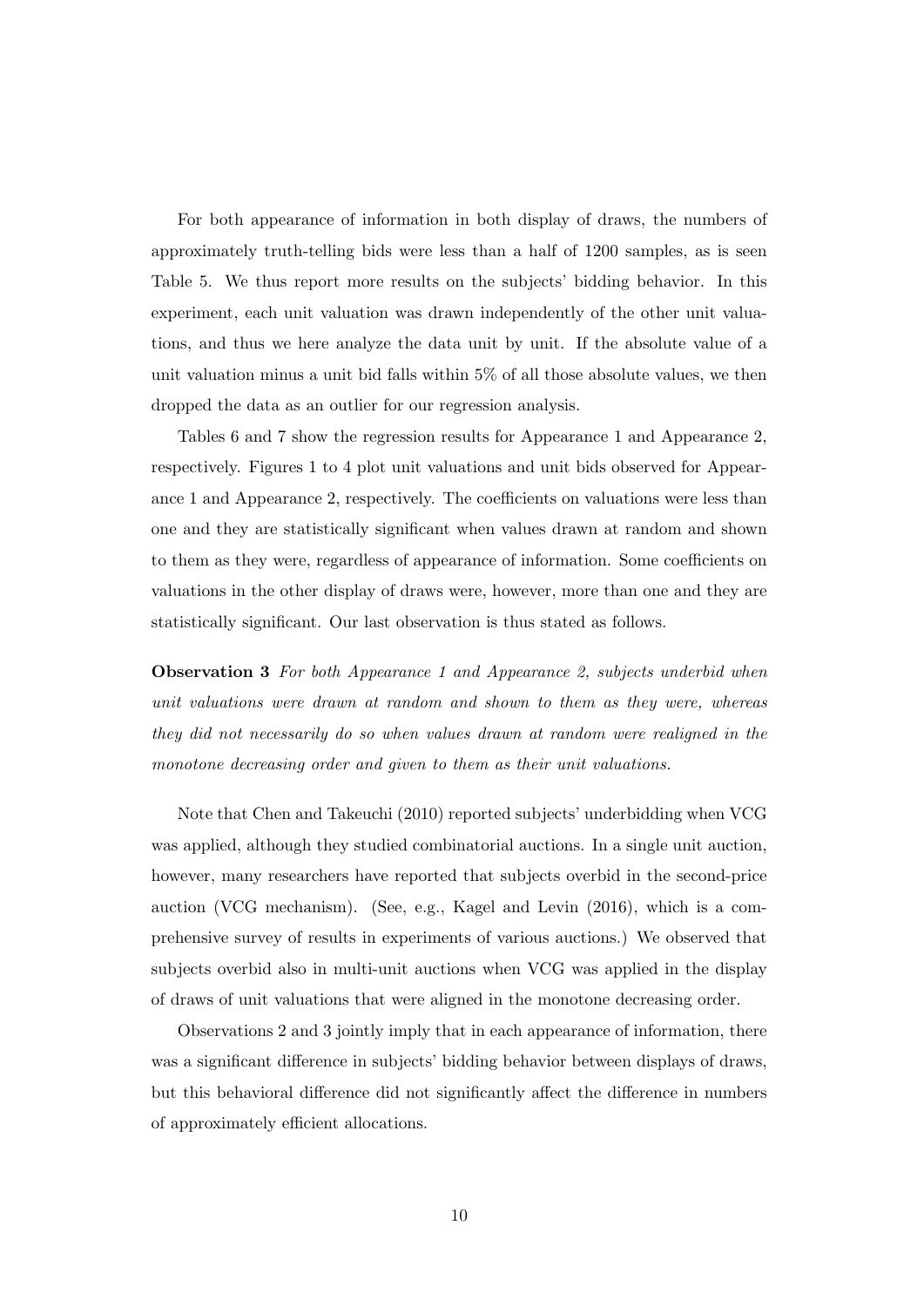For both appearance of information in both display of draws, the numbers of approximately truth-telling bids were less than a half of 1200 samples, as is seen Table 5. We thus report more results on the subjects' bidding behavior. In this experiment, each unit valuation was drawn independently of the other unit valuations, and thus we here analyze the data unit by unit. If the absolute value of a unit valuation minus a unit bid falls within 5% of all those absolute values, we then dropped the data as an outlier for our regression analysis.

Tables 6 and 7 show the regression results for Appearance 1 and Appearance 2, respectively. Figures 1 to 4 plot unit valuations and unit bids observed for Appearance 1 and Appearance 2, respectively. The coefficients on valuations were less than one and they are statistically significant when values drawn at random and shown to them as they were, regardless of appearance of information. Some coefficients on valuations in the other display of draws were, however, more than one and they are statistically significant. Our last observation is thus stated as follows.

**Observation 3** *For both Appearance 1 and Appearance 2, subjects underbid when unit valuations were drawn at random and shown to them as they were, whereas they did not necessarily do so when values drawn at random were realigned in the monotone decreasing order and given to them as their unit valuations.*

Note that Chen and Takeuchi (2010) reported subjects' underbidding when VCG was applied, although they studied combinatorial auctions. In a single unit auction, however, many researchers have reported that subjects overbid in the second-price auction (VCG mechanism). (See, e.g., Kagel and Levin (2016), which is a comprehensive survey of results in experiments of various auctions.) We observed that subjects overbid also in multi-unit auctions when VCG was applied in the display of draws of unit valuations that were aligned in the monotone decreasing order.

Observations 2 and 3 jointly imply that in each appearance of information, there was a significant difference in subjects' bidding behavior between displays of draws, but this behavioral difference did not significantly affect the difference in numbers of approximately efficient allocations.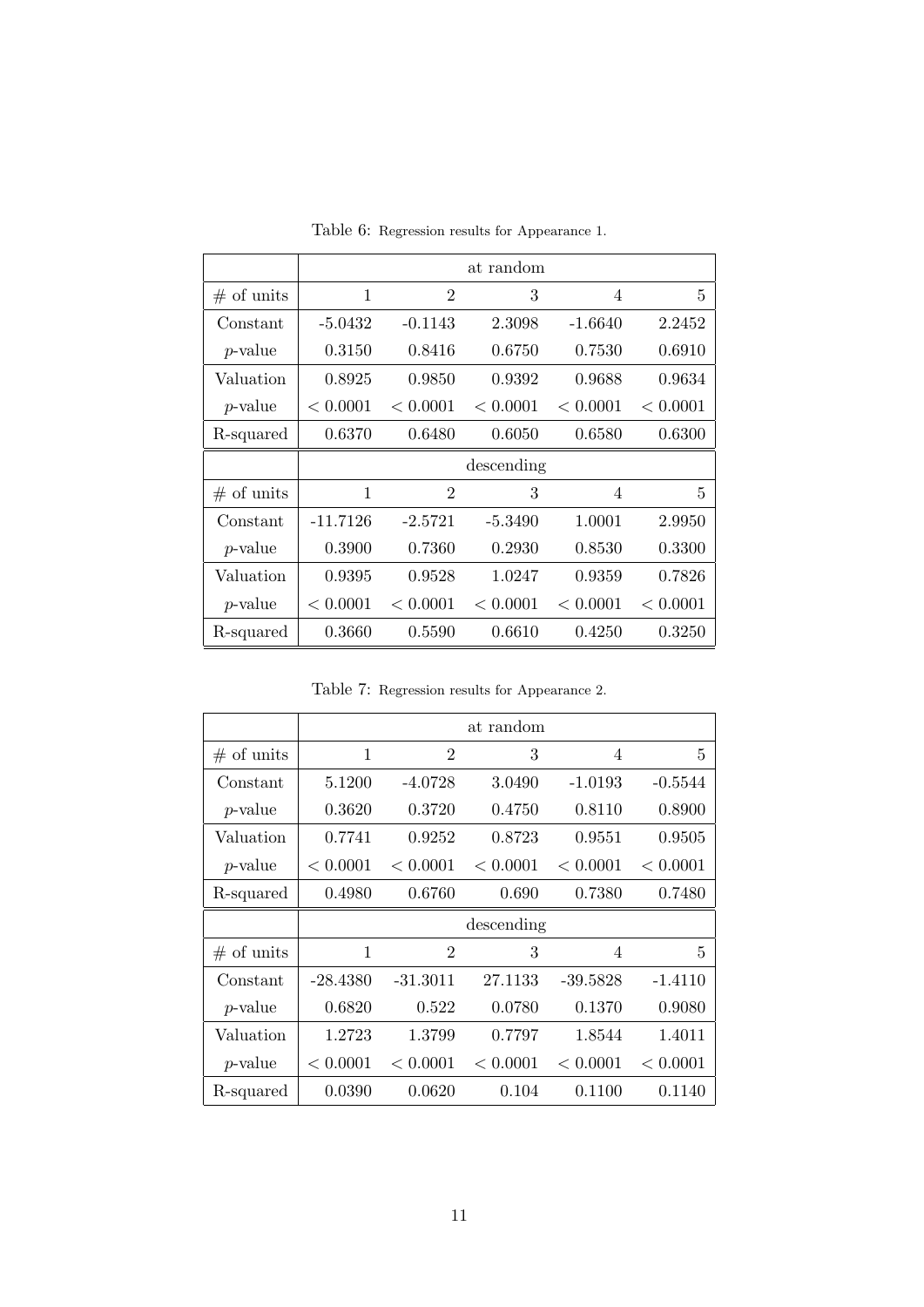Table 6: Regression results for Appearance 1.

| | at random | | | | |
|---|---|---|---|---|---|
| # of units | 1 | 2 | 3 | 4 | 5 |
| Constant | -5.0432 | -0.1143 | 2.3098 | -1.6640 | 2.2452 |
| $p$-value | 0.3150 | 0.8416 | 0.6750 | 0.7530 | 0.6910 |
| Valuation | 0.8925 | 0.9850 | 0.9392 | 0.9688 | 0.9634 |
| $p$-value | $< 0.0001$ | $< 0.0001$ | $< 0.0001$ | $< 0.0001$ | $< 0.0001$ |
| R-squared | 0.6370 | 0.6480 | 0.6050 | 0.6580 | 0.6300 |
| | descending | | | | |
| # of units | 1 | 2 | 3 | 4 | 5 |
| Constant | -11.7126 | -2.5721 | -5.3490 | 1.0001 | 2.9950 |
| $p$-value | 0.3900 | 0.7360 | 0.2930 | 0.8530 | 0.3300 |
| Valuation | 0.9395 | 0.9528 | 1.0247 | 0.9359 | 0.7826 |
| $p$-value | $< 0.0001$ | $< 0.0001$ | $< 0.0001$ | $< 0.0001$ | $< 0.0001$ |
| R-squared | 0.3660 | 0.5590 | 0.6610 | 0.4250 | 0.3250 |

Table 7: Regression results for Appearance 2.

| | at random | | | | |
|---|---|---|---|---|---|
| # of units | 1 | 2 | 3 | 4 | 5 |
| Constant | 5.1200 | -4.0728 | 3.0490 | -1.0193 | -0.5544 |
| $p$-value | 0.3620 | 0.3720 | 0.4750 | 0.8110 | 0.8900 |
| Valuation | 0.7741 | 0.9252 | 0.8723 | 0.9551 | 0.9505 |
| $p$-value | $< 0.0001$ | $< 0.0001$ | $< 0.0001$ | $< 0.0001$ | $< 0.0001$ |
| R-squared | 0.4980 | 0.6760 | 0.690 | 0.7380 | 0.7480 |
| | descending | | | | |
| # of units | 1 | 2 | 3 | 4 | 5 |
| Constant | -28.4380 | -31.3011 | 27.1133 | -39.5828 | -1.4110 |
| $p$-value | 0.6820 | 0.522 | 0.0780 | 0.1370 | 0.9080 |
| Valuation | 1.2723 | 1.3799 | 0.7797 | 1.8544 | 1.4011 |
| $p$-value | $< 0.0001$ | $< 0.0001$ | $< 0.0001$ | $< 0.0001$ | $< 0.0001$ |
| R-squared | 0.0390 | 0.0620 | 0.104 | 0.1100 | 0.1140 |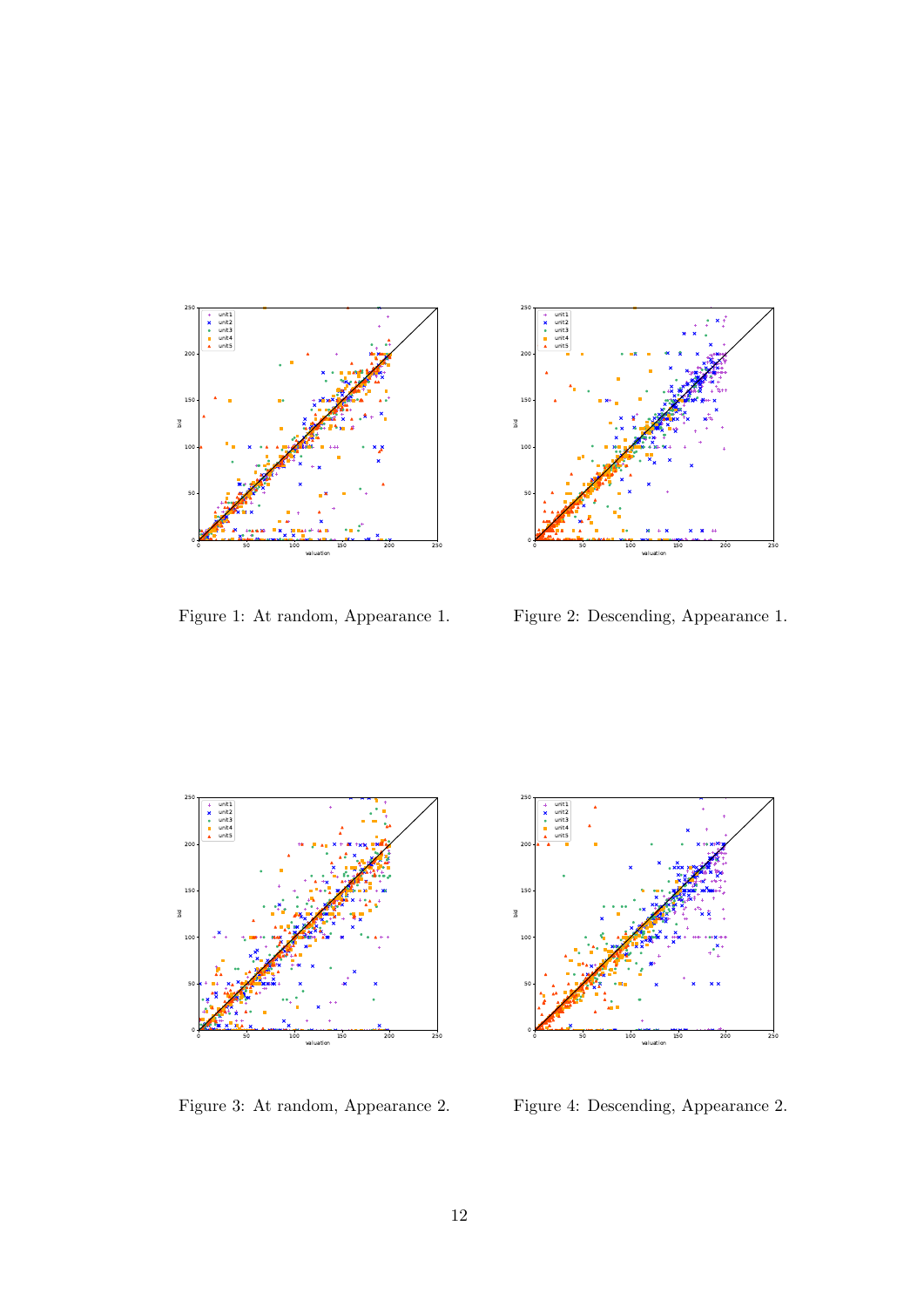250
200
150
100
50
0
bid
0 50 100 150 200 250
valuation
unit1
unit2
unit3
unit4
unit5

Figure 1: At random, Appearance 1.

250
200
150
100
50
0
bid
0 50 100 150 200 250
valuation
unit1
unit2
unit3
unit4
unit5

Figure 2: Descending, Appearance 1.

250
200
150
100
50
0
bid
0 50 100 150 200 250
valuation
unit1
unit2
unit3
unit4
unit5

Figure 3: At random, Appearance 2.

250
200
150
100
50
0
bid
0 50 100 150 200 250
valuation
unit1
unit2
unit3
unit4
unit5

Figure 4: Descending, Appearance 2.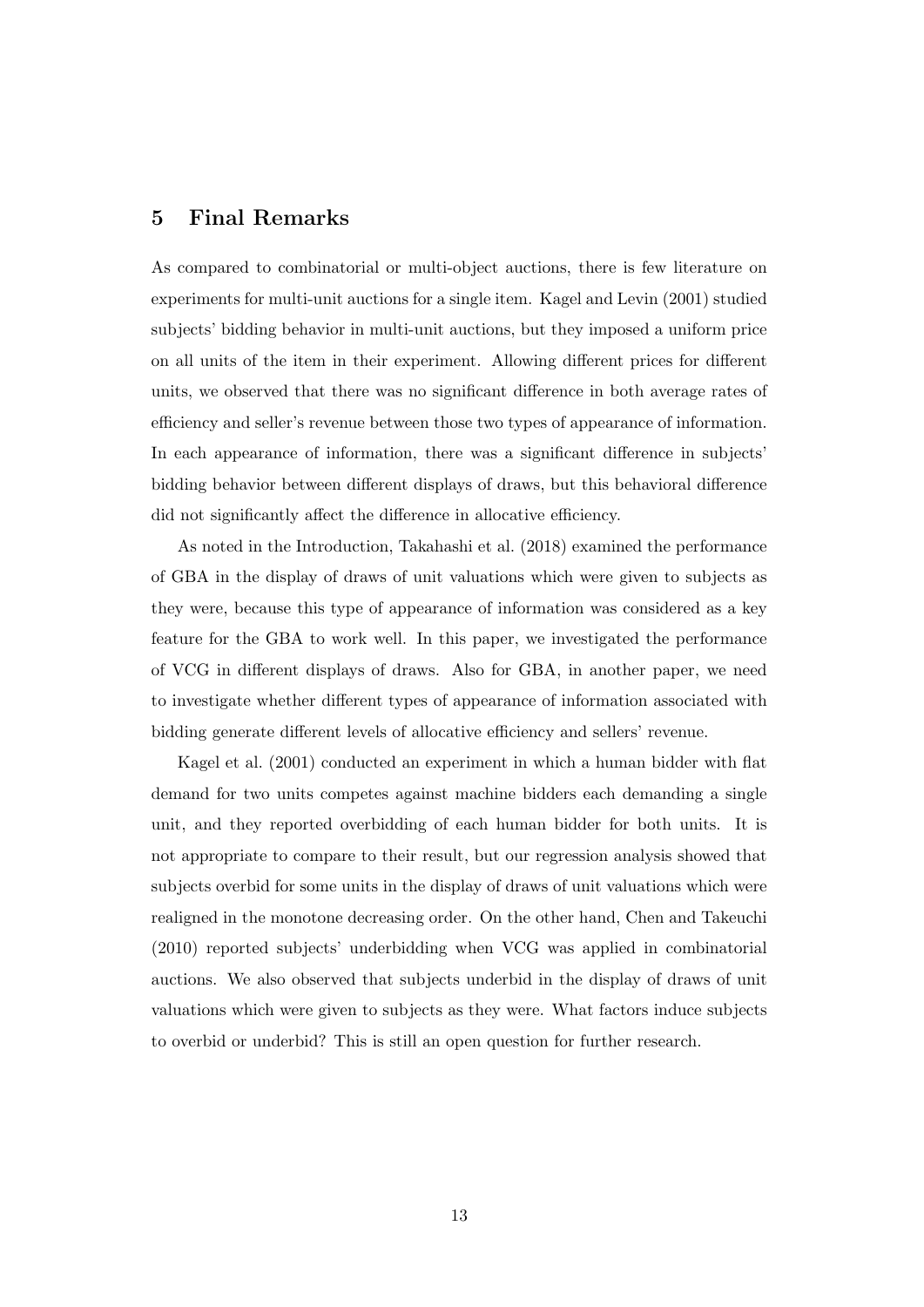## 5 Final Remarks

As compared to combinatorial or multi-object auctions, there is few literature on experiments for multi-unit auctions for a single item. Kagel and Levin (2001) studied subjects' bidding behavior in multi-unit auctions, but they imposed a uniform price on all units of the item in their experiment. Allowing different prices for different units, we observed that there was no significant difference in both average rates of efficiency and seller's revenue between those two types of appearance of information. In each appearance of information, there was a significant difference in subjects' bidding behavior between different displays of draws, but this behavioral difference did not significantly affect the difference in allocative efficiency.

As noted in the Introduction, Takahashi et al. (2018) examined the performance of GBA in the display of draws of unit valuations which were given to subjects as they were, because this type of appearance of information was considered as a key feature for the GBA to work well. In this paper, we investigated the performance of VCG in different displays of draws. Also for GBA, in another paper, we need to investigate whether different types of appearance of information associated with bidding generate different levels of allocative efficiency and sellers' revenue.

Kagel et al. (2001) conducted an experiment in which a human bidder with flat demand for two units competes against machine bidders each demanding a single unit, and they reported overbidding of each human bidder for both units. It is not appropriate to compare to their result, but our regression analysis showed that subjects overbid for some units in the display of draws of unit valuations which were realigned in the monotone decreasing order. On the other hand, Chen and Takeuchi (2010) reported subjects' underbidding when VCG was applied in combinatorial auctions. We also observed that subjects underbid in the display of draws of unit valuations which were given to subjects as they were. What factors induce subjects to overbid or underbid? This is still an open question for further research.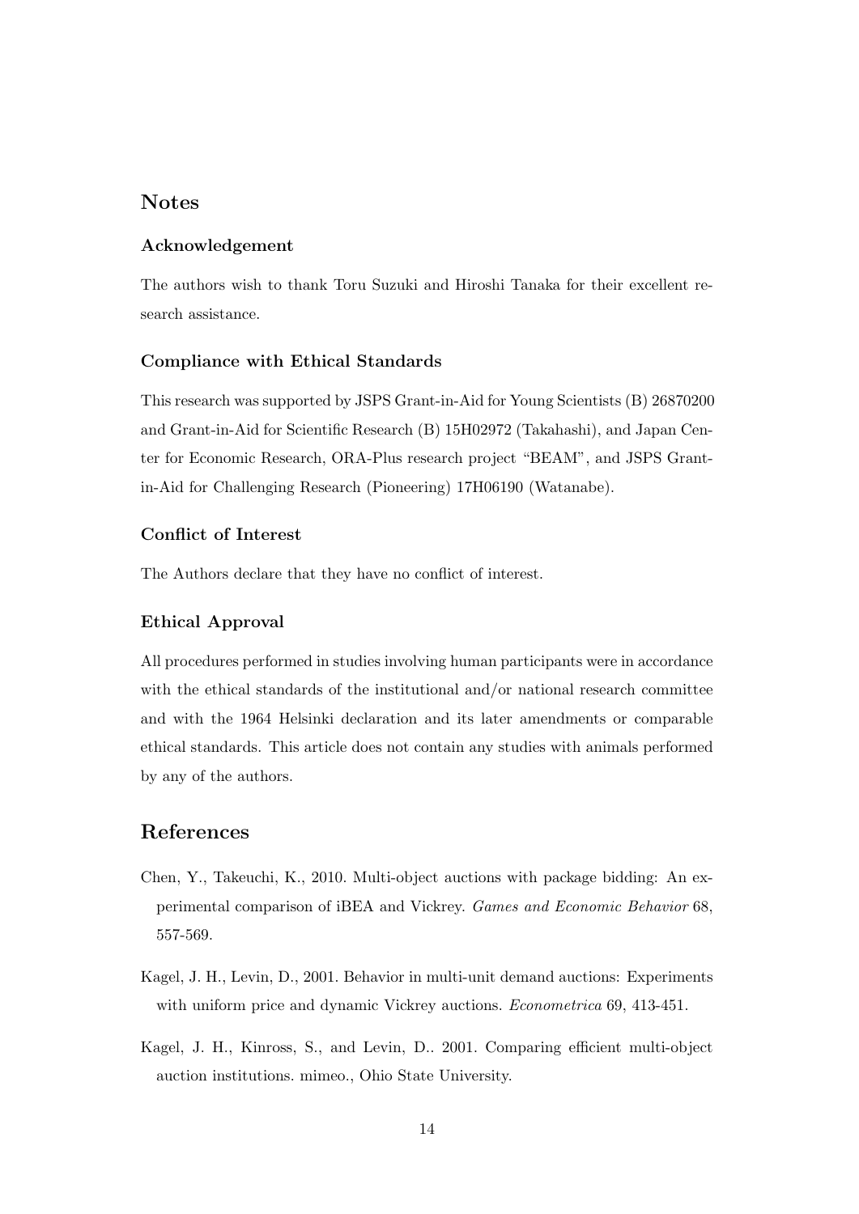## Notes

### Acknowledgement

The authors wish to thank Toru Suzuki and Hiroshi Tanaka for their excellent research assistance.

### Compliance with Ethical Standards

This research was supported by JSPS Grant-in-Aid for Young Scientists (B) 26870200 and Grant-in-Aid for Scientific Research (B) 15H02972 (Takahashi), and Japan Center for Economic Research, ORA-Plus research project "BEAM", and JSPS Grant-in-Aid for Challenging Research (Pioneering) 17H06190 (Watanabe).

### Conflict of Interest

The Authors declare that they have no conflict of interest.

### Ethical Approval

All procedures performed in studies involving human participants were in accordance with the ethical standards of the institutional and/or national research committee and with the 1964 Helsinki declaration and its later amendments or comparable ethical standards. This article does not contain any studies with animals performed by any of the authors.

## References

Chen, Y., Takeuchi, K., 2010. Multi-object auctions with package bidding: An experimental comparison of iBEA and Vickrey. *Games and Economic Behavior* 68, 557-569.

Kagel, J. H., Levin, D., 2001. Behavior in multi-unit demand auctions: Experiments with uniform price and dynamic Vickrey auctions. *Econometrica* 69, 413-451.

Kagel, J. H., Kinross, S., and Levin, D.. 2001. Comparing efficient multi-object auction institutions. mimeo., Ohio State University.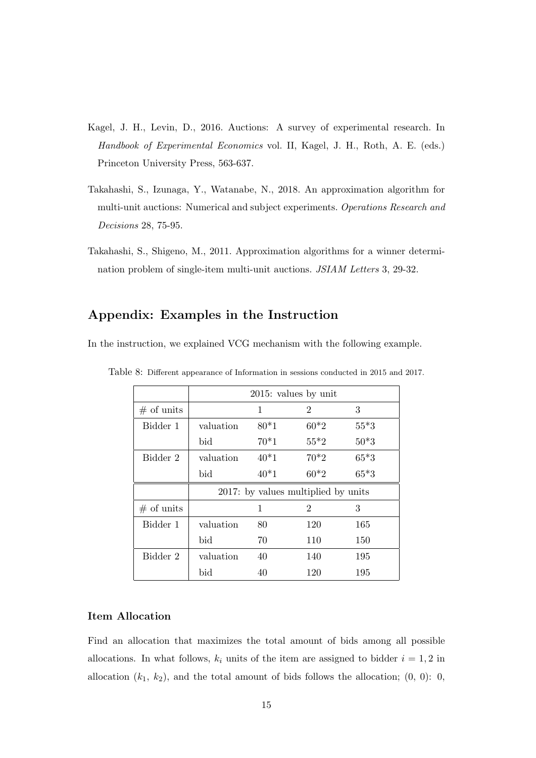Kagel, J. H., Levin, D., 2016. Auctions: A survey of experimental research. In *Handbook of Experimental Economics* vol. II, Kagel, J. H., Roth, A. E. (eds.) Princeton University Press, 563-637.

Takahashi, S., Izunaga, Y., Watanabe, N., 2018. An approximation algorithm for multi-unit auctions: Numerical and subject experiments. *Operations Research and Decisions* 28, 75-95.

Takahashi, S., Shigeno, M., 2011. Approximation algorithms for a winner determination problem of single-item multi-unit auctions. *JSIAM Letters* 3, 29-32.

## Appendix: Examples in the Instruction

In the instruction, we explained VCG mechanism with the following example.

Table 8: Different appearance of Information in sessions conducted in 2015 and 2017.

| | 2015: values by unit | | | |
|---|---|---|---|---|
| # of units | | 1 | 2 | 3 |
| Bidder 1 | valuation | 80*1 | 60*2 | 55*3 |
| | bid | 70*1 | 55*2 | 50*3 |
| Bidder 2 | valuation | 40*1 | 70*2 | 65*3 |
| | bid | 40*1 | 60*2 | 65*3 |
| | 2017: by values multiplied by units | | | |
| # of units | | 1 | 2 | 3 |
| Bidder 1 | valuation | 80 | 120 | 165 |
| | bid | 70 | 110 | 150 |
| Bidder 2 | valuation | 40 | 140 | 195 |
| | bid | 40 | 120 | 195 |

### Item Allocation

Find an allocation that maximizes the total amount of bids among all possible allocations. In what follows, $k_i$ units of the item are assigned to bidder $i = 1, 2$ in allocation $(k_1, k_2)$, and the total amount of bids follows the allocation; (0, 0): 0,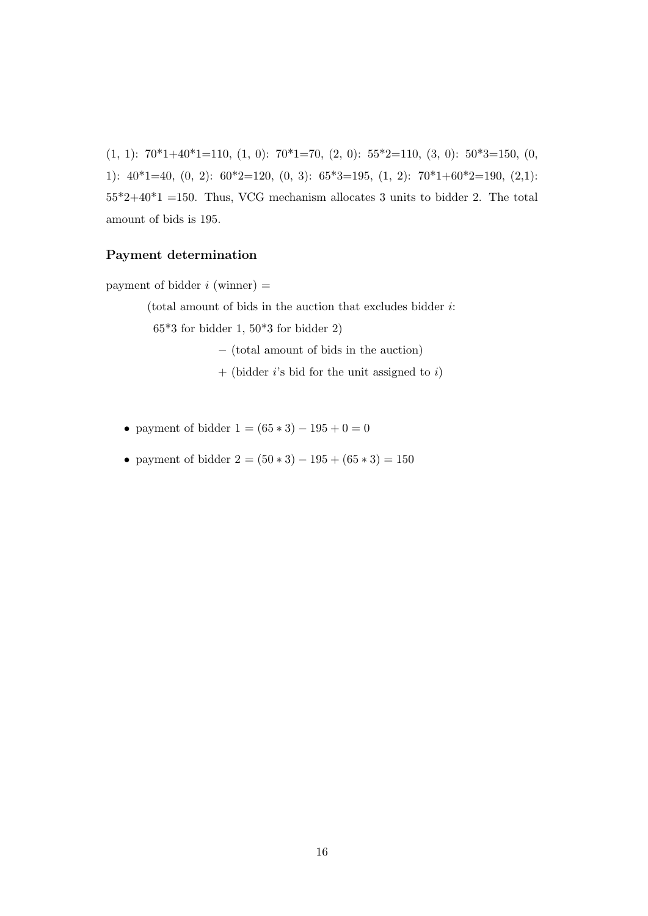(1, 1): 70*1+40*1=110, (1, 0): 70*1=70, (2, 0): 55*2=110, (3, 0): 50*3=150, (0, 1): 40*1=40, (0, 2): 60*2=120, (0, 3): 65*3=195, (1, 2): 70*1+60*2=190, (2,1): 55*2+40*1 =150. Thus, VCG mechanism allocates 3 units to bidder 2. The total amount of bids is 195.

### Payment determination

payment of bidder $i$ (winner) =

(total amount of bids in the auction that excludes bidder $i$:
65*3 for bidder 1, 50*3 for bidder 2)

− (total amount of bids in the auction)

+ (bidder $i$'s bid for the unit assigned to $i$)

- payment of bidder 1 = $(65 * 3) - 195 + 0 = 0$
- payment of bidder 2 = $(50 * 3) - 195 + (65 * 3) = 150$